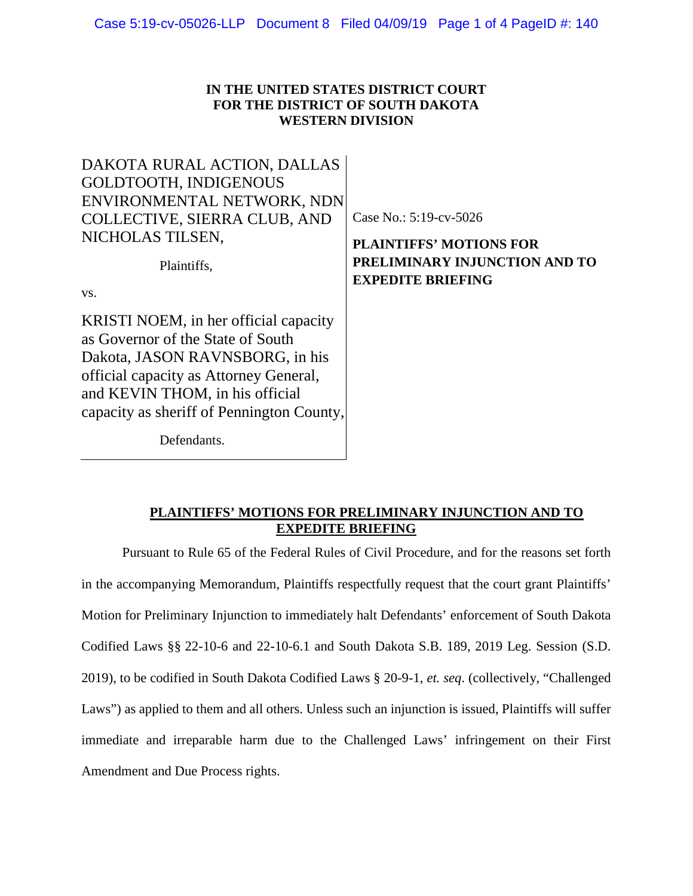**IN THE UNITED STATES DISTRICT COURT**
**FOR THE DISTRICT OF SOUTH DAKOTA**
**WESTERN DIVISION**

| | |
|---|---|
| DAKOTA RURAL ACTION, DALLAS GOLDTOOTH, INDIGENOUS ENVIRONMENTAL NETWORK, NDN COLLECTIVE, SIERRA CLUB, AND NICHOLAS TILSEN,<br><br>Plaintiffs,<br><br>vs.<br><br>KRISTI NOEM, in her official capacity as Governor of the State of South Dakota, JASON RAVNSBORG, in his official capacity as Attorney General, and KEVIN THOM, in his official capacity as sheriff of Pennington County,<br><br>Defendants. | Case No.: 5:19-cv-5026<br><br>**PLAINTIFFS' MOTIONS FOR PRELIMINARY INJUNCTION AND TO EXPEDITE BRIEFING** |

**PLAINTIFFS' MOTIONS FOR PRELIMINARY INJUNCTION AND TO EXPEDITE BRIEFING**

Pursuant to Rule 65 of the Federal Rules of Civil Procedure, and for the reasons set forth in the accompanying Memorandum, Plaintiffs respectfully request that the court grant Plaintiffs' Motion for Preliminary Injunction to immediately halt Defendants' enforcement of South Dakota Codified Laws §§ 22-10-6 and 22-10-6.1 and South Dakota S.B. 189, 2019 Leg. Session (S.D. 2019), to be codified in South Dakota Codified Laws § 20-9-1, *et. seq*. (collectively, "Challenged Laws") as applied to them and all others. Unless such an injunction is issued, Plaintiffs will suffer immediate and irreparable harm due to the Challenged Laws' infringement on their First Amendment and Due Process rights.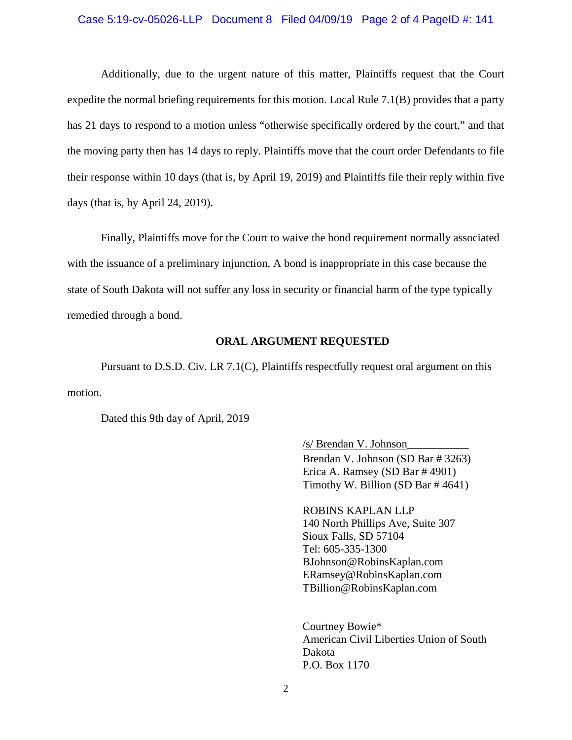Additionally, due to the urgent nature of this matter, Plaintiffs request that the Court expedite the normal briefing requirements for this motion. Local Rule 7.1(B) provides that a party has 21 days to respond to a motion unless "otherwise specifically ordered by the court," and that the moving party then has 14 days to reply. Plaintiffs move that the court order Defendants to file their response within 10 days (that is, by April 19, 2019) and Plaintiffs file their reply within five days (that is, by April 24, 2019).

Finally, Plaintiffs move for the Court to waive the bond requirement normally associated with the issuance of a preliminary injunction. A bond is inappropriate in this case because the state of South Dakota will not suffer any loss in security or financial harm of the type typically remedied through a bond.

**ORAL ARGUMENT REQUESTED**

Pursuant to D.S.D. Civ. LR 7.1(C), Plaintiffs respectfully request oral argument on this motion.

Dated this 9th day of April, 2019

/s/ Brendan V. Johnson
Brendan V. Johnson (SD Bar # 3263)
Erica A. Ramsey (SD Bar # 4901)
Timothy W. Billion (SD Bar # 4641)

ROBINS KAPLAN LLP
140 North Phillips Ave, Suite 307
Sioux Falls, SD 57104
Tel: 605-335-1300
BJohnson@RobinsKaplan.com
ERamsey@RobinsKaplan.com
TBillion@RobinsKaplan.com

Courtney Bowie*
American Civil Liberties Union of South Dakota
P.O. Box 1170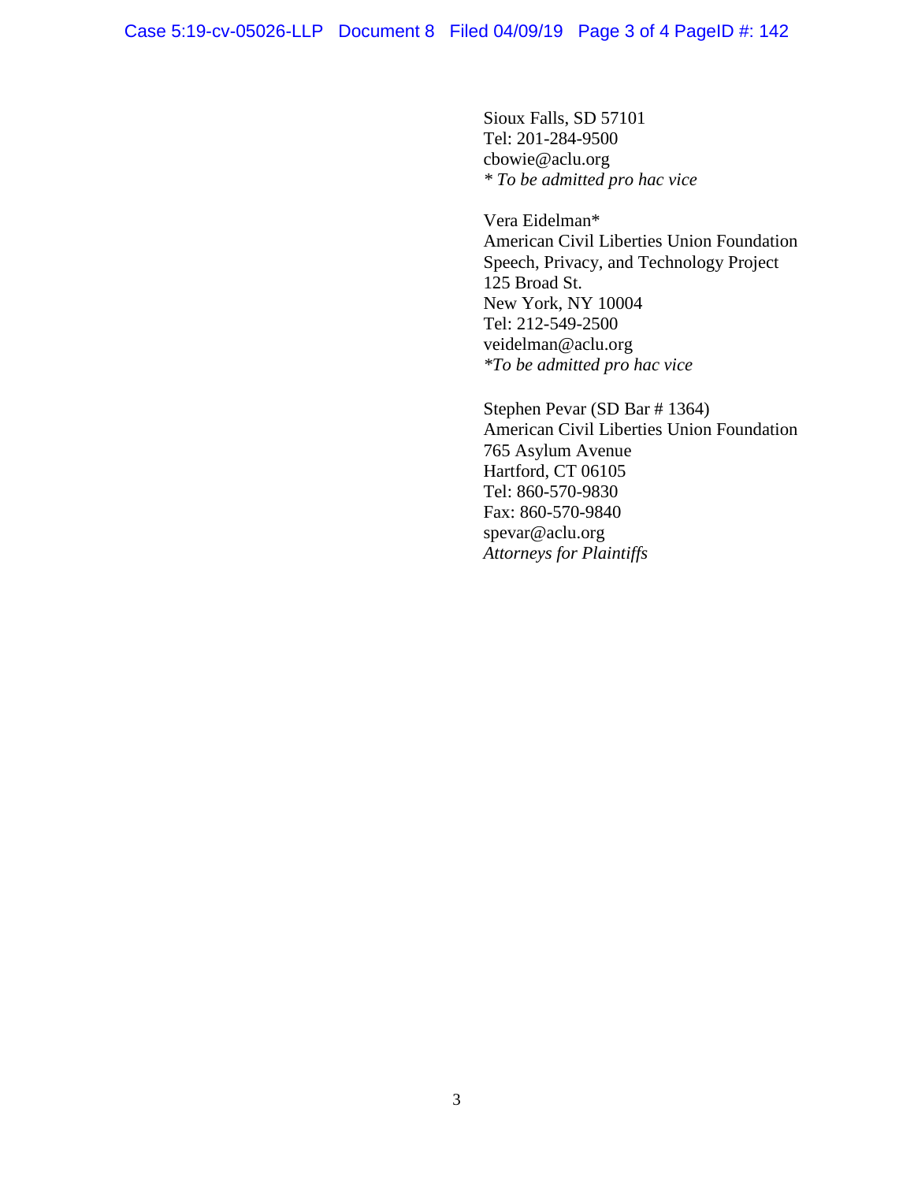Sioux Falls, SD 57101
Tel: 201-284-9500
cbowie@aclu.org
*\* To be admitted pro hac vice*

Vera Eidelman*
American Civil Liberties Union Foundation
Speech, Privacy, and Technology Project
125 Broad St.
New York, NY 10004
Tel: 212-549-2500
veidelman@aclu.org
*\*To be admitted pro hac vice*

Stephen Pevar (SD Bar # 1364)
American Civil Liberties Union Foundation
765 Asylum Avenue
Hartford, CT 06105
Tel: 860-570-9830
Fax: 860-570-9840
spevar@aclu.org
*Attorneys for Plaintiffs*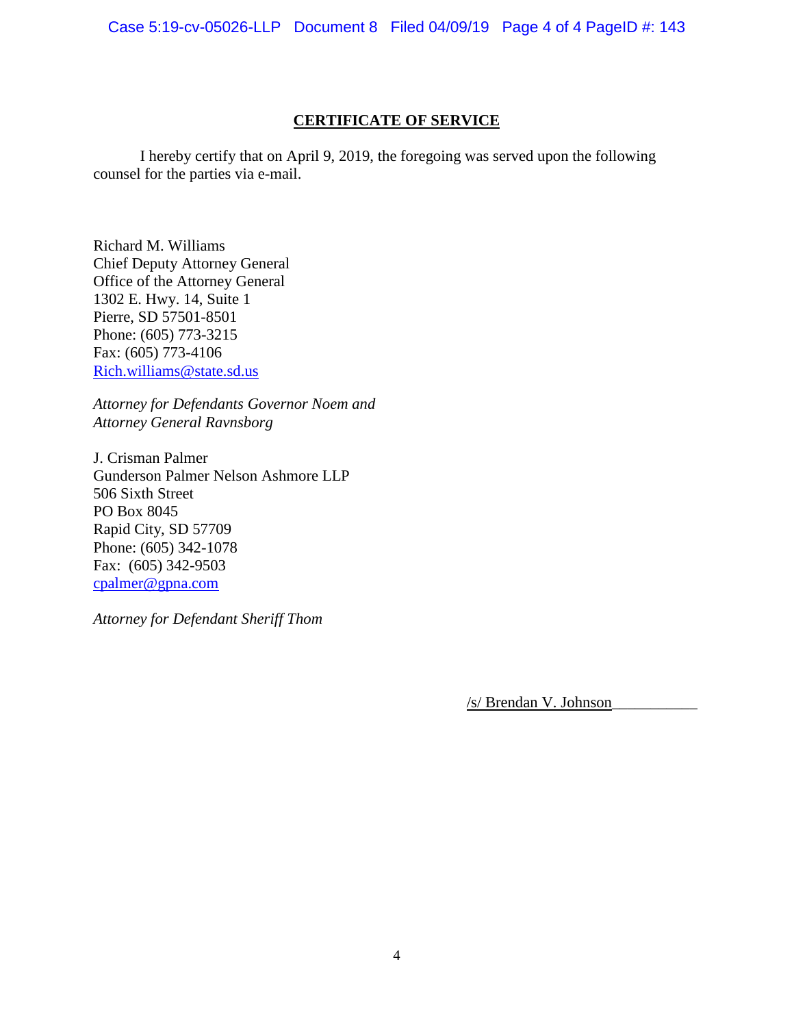**CERTIFICATE OF SERVICE**

I hereby certify that on April 9, 2019, the foregoing was served upon the following counsel for the parties via e-mail.

Richard M. Williams
Chief Deputy Attorney General
Office of the Attorney General
1302 E. Hwy. 14, Suite 1
Pierre, SD 57501-8501
Phone: (605) 773-3215
Fax: (605) 773-4106
Rich.williams@state.sd.us

*Attorney for Defendants Governor Noem and Attorney General Ravnsborg*

J. Crisman Palmer
Gunderson Palmer Nelson Ashmore LLP
506 Sixth Street
PO Box 8045
Rapid City, SD 57709
Phone: (605) 342-1078
Fax: (605) 342-9503
cpalmer@gpna.com

*Attorney for Defendant Sheriff Thom*

/s/ Brendan V. Johnson